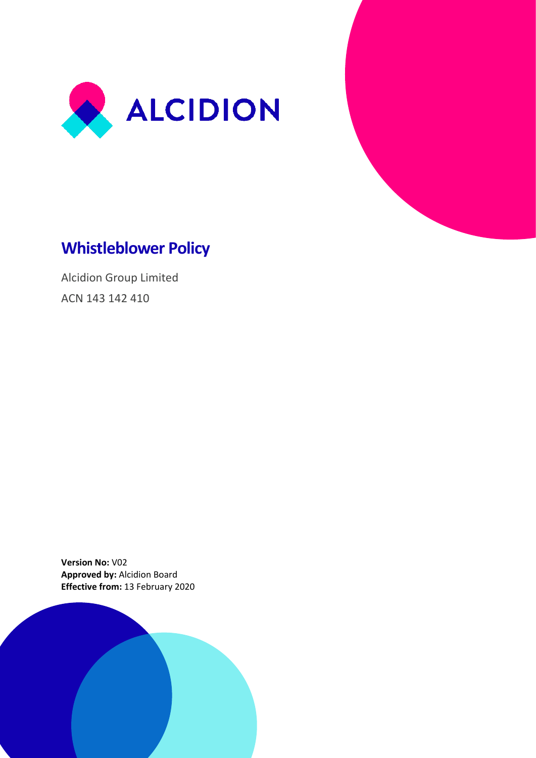ALCIDION

# Whistleblower Policy

Alcidion Group Limited

ACN 143 142 410

**Version No:** V02
**Approved by:** Alcidion Board
**Effective from:** 13 February 2020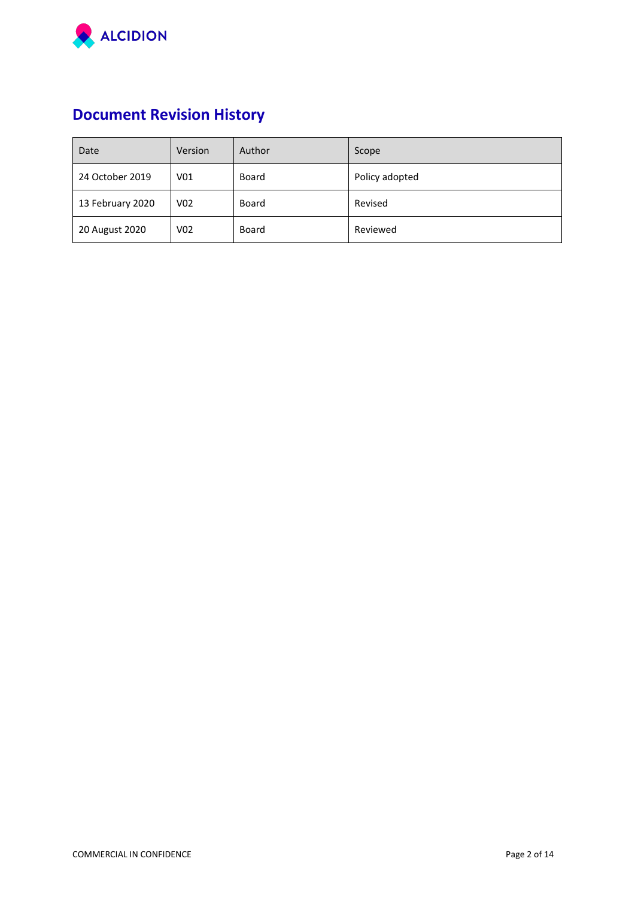## Document Revision History

| Date | Version | Author | Scope |
|---|---|---|---|
| 24 October 2019 | V01 | Board | Policy adopted |
| 13 February 2020 | V02 | Board | Revised |
| 20 August 2020 | V02 | Board | Reviewed |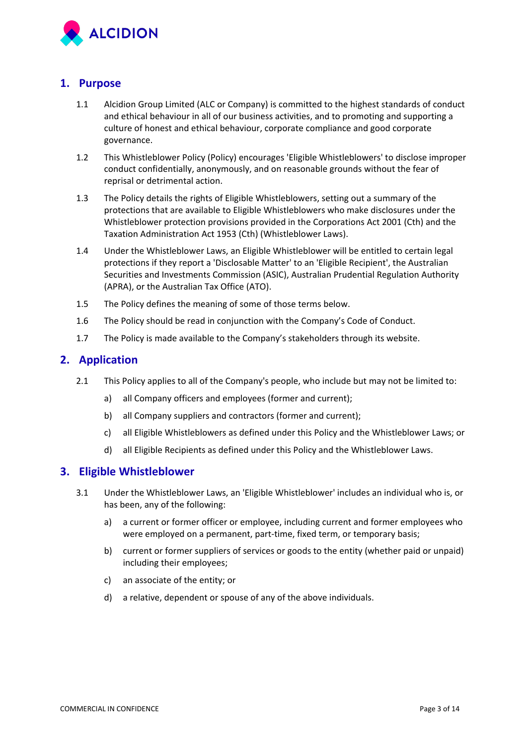## 1. Purpose

1.1 Alcidion Group Limited (ALC or Company) is committed to the highest standards of conduct and ethical behaviour in all of our business activities, and to promoting and supporting a culture of honest and ethical behaviour, corporate compliance and good corporate governance.

1.2 This Whistleblower Policy (Policy) encourages 'Eligible Whistleblowers' to disclose improper conduct confidentially, anonymously, and on reasonable grounds without the fear of reprisal or detrimental action.

1.3 The Policy details the rights of Eligible Whistleblowers, setting out a summary of the protections that are available to Eligible Whistleblowers who make disclosures under the Whistleblower protection provisions provided in the Corporations Act 2001 (Cth) and the Taxation Administration Act 1953 (Cth) (Whistleblower Laws).

1.4 Under the Whistleblower Laws, an Eligible Whistleblower will be entitled to certain legal protections if they report a 'Disclosable Matter' to an 'Eligible Recipient', the Australian Securities and Investments Commission (ASIC), Australian Prudential Regulation Authority (APRA), or the Australian Tax Office (ATO).

1.5 The Policy defines the meaning of some of those terms below.

1.6 The Policy should be read in conjunction with the Company's Code of Conduct.

1.7 The Policy is made available to the Company's stakeholders through its website.

## 2. Application

2.1 This Policy applies to all of the Company's people, who include but may not be limited to:

a) all Company officers and employees (former and current);

b) all Company suppliers and contractors (former and current);

c) all Eligible Whistleblowers as defined under this Policy and the Whistleblower Laws; or

d) all Eligible Recipients as defined under this Policy and the Whistleblower Laws.

## 3. Eligible Whistleblower

3.1 Under the Whistleblower Laws, an 'Eligible Whistleblower' includes an individual who is, or has been, any of the following:

a) a current or former officer or employee, including current and former employees who were employed on a permanent, part-time, fixed term, or temporary basis;

b) current or former suppliers of services or goods to the entity (whether paid or unpaid) including their employees;

c) an associate of the entity; or

d) a relative, dependent or spouse of any of the above individuals.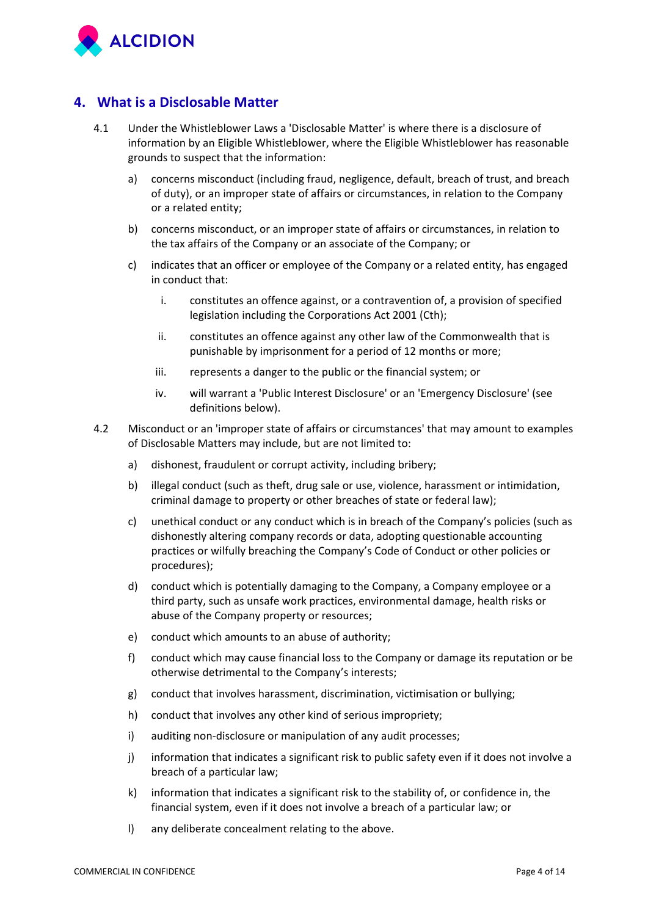## 4. What is a Disclosable Matter

4.1 Under the Whistleblower Laws a 'Disclosable Matter' is where there is a disclosure of information by an Eligible Whistleblower, where the Eligible Whistleblower has reasonable grounds to suspect that the information:

a) concerns misconduct (including fraud, negligence, default, breach of trust, and breach of duty), or an improper state of affairs or circumstances, in relation to the Company or a related entity;

b) concerns misconduct, or an improper state of affairs or circumstances, in relation to the tax affairs of the Company or an associate of the Company; or

c) indicates that an officer or employee of the Company or a related entity, has engaged in conduct that:

   i. constitutes an offence against, or a contravention of, a provision of specified legislation including the Corporations Act 2001 (Cth);

   ii. constitutes an offence against any other law of the Commonwealth that is punishable by imprisonment for a period of 12 months or more;

   iii. represents a danger to the public or the financial system; or

   iv. will warrant a 'Public Interest Disclosure' or an 'Emergency Disclosure' (see definitions below).

4.2 Misconduct or an 'improper state of affairs or circumstances' that may amount to examples of Disclosable Matters may include, but are not limited to:

a) dishonest, fraudulent or corrupt activity, including bribery;

b) illegal conduct (such as theft, drug sale or use, violence, harassment or intimidation, criminal damage to property or other breaches of state or federal law);

c) unethical conduct or any conduct which is in breach of the Company's policies (such as dishonestly altering company records or data, adopting questionable accounting practices or wilfully breaching the Company's Code of Conduct or other policies or procedures);

d) conduct which is potentially damaging to the Company, a Company employee or a third party, such as unsafe work practices, environmental damage, health risks or abuse of the Company property or resources;

e) conduct which amounts to an abuse of authority;

f) conduct which may cause financial loss to the Company or damage its reputation or be otherwise detrimental to the Company's interests;

g) conduct that involves harassment, discrimination, victimisation or bullying;

h) conduct that involves any other kind of serious impropriety;

i) auditing non-disclosure or manipulation of any audit processes;

j) information that indicates a significant risk to public safety even if it does not involve a breach of a particular law;

k) information that indicates a significant risk to the stability of, or confidence in, the financial system, even if it does not involve a breach of a particular law; or

l) any deliberate concealment relating to the above.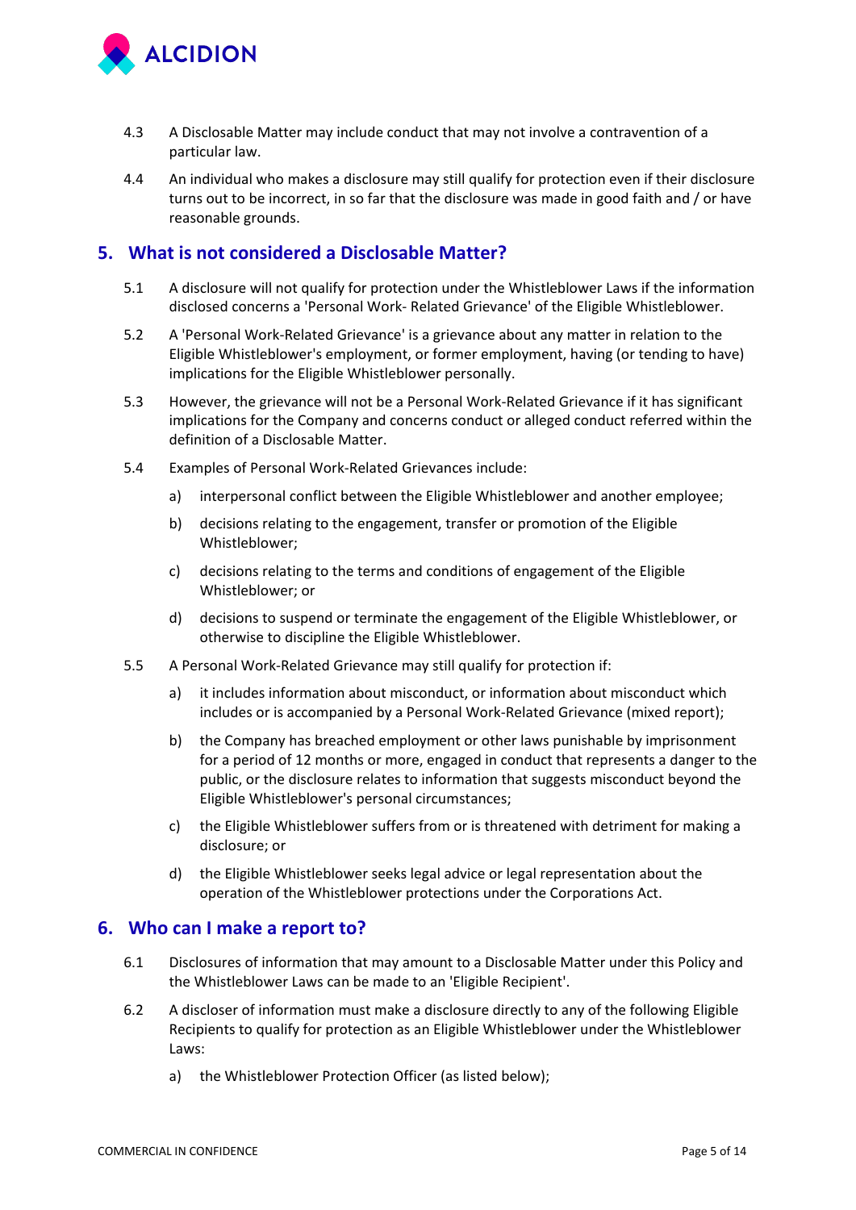4.3 A Disclosable Matter may include conduct that may not involve a contravention of a particular law.

4.4 An individual who makes a disclosure may still qualify for protection even if their disclosure turns out to be incorrect, in so far that the disclosure was made in good faith and / or have reasonable grounds.

## 5. What is not considered a Disclosable Matter?

5.1 A disclosure will not qualify for protection under the Whistleblower Laws if the information disclosed concerns a 'Personal Work- Related Grievance' of the Eligible Whistleblower.

5.2 A 'Personal Work-Related Grievance' is a grievance about any matter in relation to the Eligible Whistleblower's employment, or former employment, having (or tending to have) implications for the Eligible Whistleblower personally.

5.3 However, the grievance will not be a Personal Work-Related Grievance if it has significant implications for the Company and concerns conduct or alleged conduct referred within the definition of a Disclosable Matter.

5.4 Examples of Personal Work-Related Grievances include:

a) interpersonal conflict between the Eligible Whistleblower and another employee;

b) decisions relating to the engagement, transfer or promotion of the Eligible Whistleblower;

c) decisions relating to the terms and conditions of engagement of the Eligible Whistleblower; or

d) decisions to suspend or terminate the engagement of the Eligible Whistleblower, or otherwise to discipline the Eligible Whistleblower.

5.5 A Personal Work-Related Grievance may still qualify for protection if:

a) it includes information about misconduct, or information about misconduct which includes or is accompanied by a Personal Work-Related Grievance (mixed report);

b) the Company has breached employment or other laws punishable by imprisonment for a period of 12 months or more, engaged in conduct that represents a danger to the public, or the disclosure relates to information that suggests misconduct beyond the Eligible Whistleblower's personal circumstances;

c) the Eligible Whistleblower suffers from or is threatened with detriment for making a disclosure; or

d) the Eligible Whistleblower seeks legal advice or legal representation about the operation of the Whistleblower protections under the Corporations Act.

## 6. Who can I make a report to?

6.1 Disclosures of information that may amount to a Disclosable Matter under this Policy and the Whistleblower Laws can be made to an 'Eligible Recipient'.

6.2 A discloser of information must make a disclosure directly to any of the following Eligible Recipients to qualify for protection as an Eligible Whistleblower under the Whistleblower Laws:

a) the Whistleblower Protection Officer (as listed below);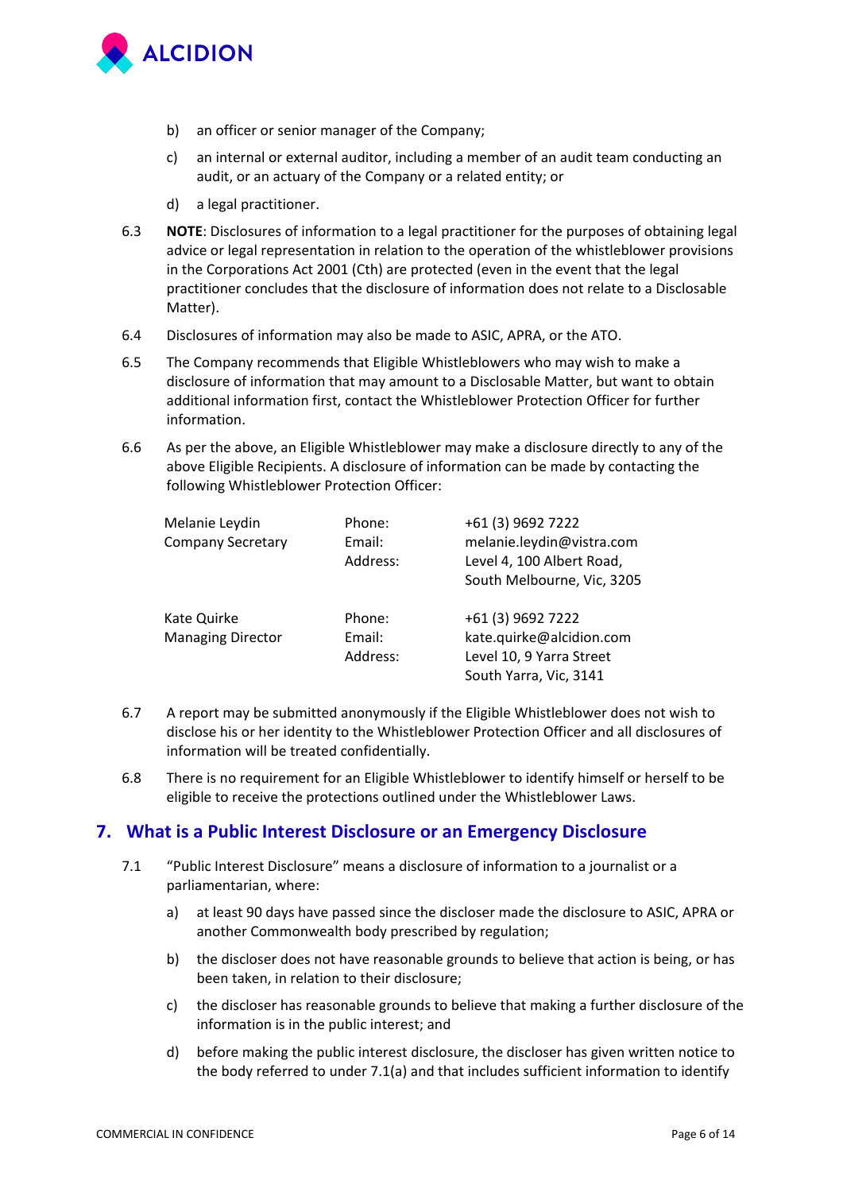b) an officer or senior manager of the Company;

c) an internal or external auditor, including a member of an audit team conducting an audit, or an actuary of the Company or a related entity; or

d) a legal practitioner.

6.3 **NOTE**: Disclosures of information to a legal practitioner for the purposes of obtaining legal advice or legal representation in relation to the operation of the whistleblower provisions in the Corporations Act 2001 (Cth) are protected (even in the event that the legal practitioner concludes that the disclosure of information does not relate to a Disclosable Matter).

6.4 Disclosures of information may also be made to ASIC, APRA, or the ATO.

6.5 The Company recommends that Eligible Whistleblowers who may wish to make a disclosure of information that may amount to a Disclosable Matter, but want to obtain additional information first, contact the Whistleblower Protection Officer for further information.

6.6 As per the above, an Eligible Whistleblower may make a disclosure directly to any of the above Eligible Recipients. A disclosure of information can be made by contacting the following Whistleblower Protection Officer:

| | | |
|---|---|---|
| Melanie Leydin<br>Company Secretary | Phone:<br>Email:<br>Address: | +61 (3) 9692 7222<br>melanie.leydin@vistra.com<br>Level 4, 100 Albert Road,<br>South Melbourne, Vic, 3205 |
| Kate Quirke<br>Managing Director | Phone:<br>Email:<br>Address: | +61 (3) 9692 7222<br>kate.quirke@alcidion.com<br>Level 10, 9 Yarra Street<br>South Yarra, Vic, 3141 |

6.7 A report may be submitted anonymously if the Eligible Whistleblower does not wish to disclose his or her identity to the Whistleblower Protection Officer and all disclosures of information will be treated confidentially.

6.8 There is no requirement for an Eligible Whistleblower to identify himself or herself to be eligible to receive the protections outlined under the Whistleblower Laws.

## 7. What is a Public Interest Disclosure or an Emergency Disclosure

7.1 "Public Interest Disclosure" means a disclosure of information to a journalist or a parliamentarian, where:

a) at least 90 days have passed since the discloser made the disclosure to ASIC, APRA or another Commonwealth body prescribed by regulation;

b) the discloser does not have reasonable grounds to believe that action is being, or has been taken, in relation to their disclosure;

c) the discloser has reasonable grounds to believe that making a further disclosure of the information is in the public interest; and

d) before making the public interest disclosure, the discloser has given written notice to the body referred to under 7.1(a) and that includes sufficient information to identify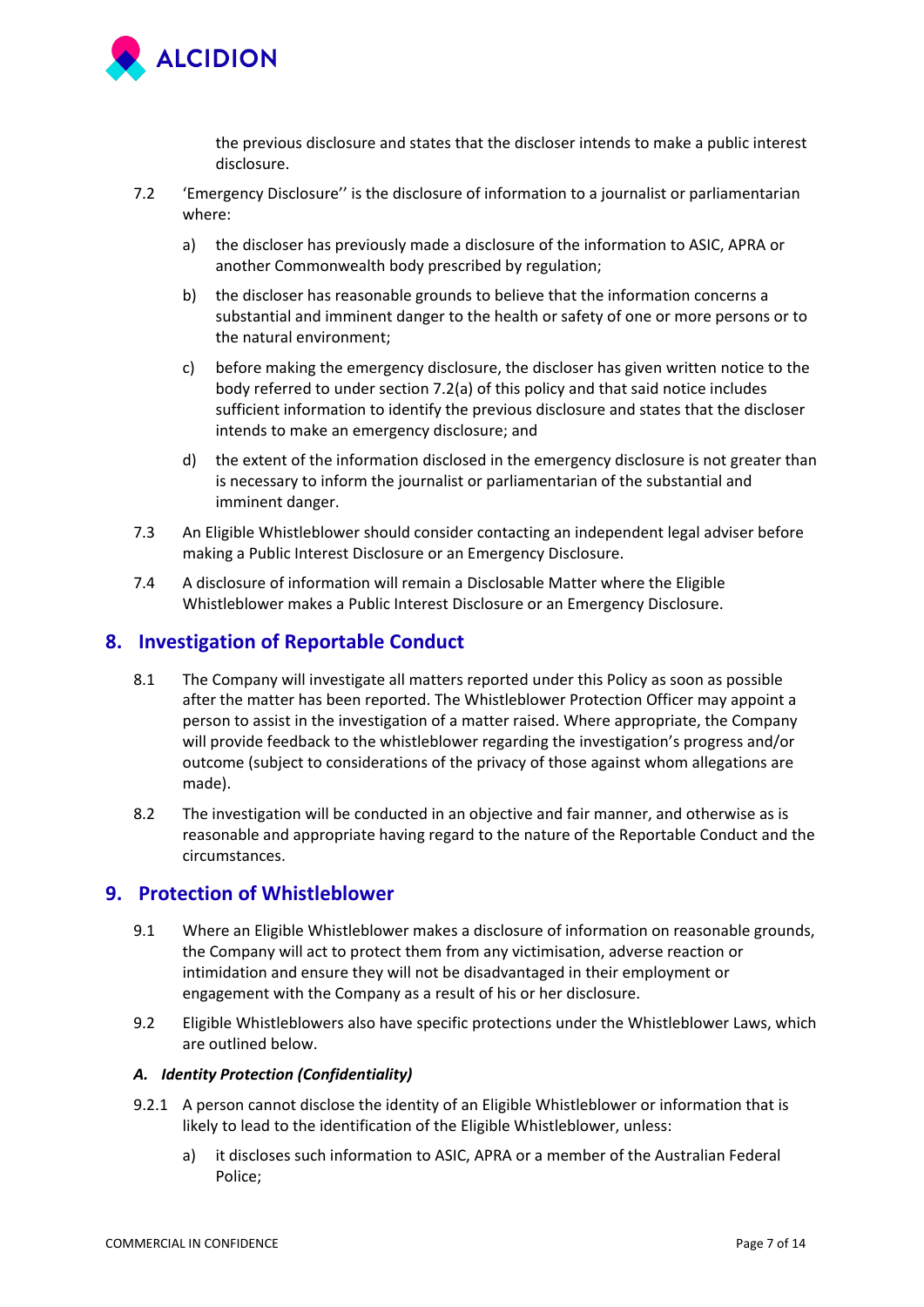the previous disclosure and states that the discloser intends to make a public interest disclosure.

7.2 'Emergency Disclosure'' is the disclosure of information to a journalist or parliamentarian where:

a) the discloser has previously made a disclosure of the information to ASIC, APRA or another Commonwealth body prescribed by regulation;

b) the discloser has reasonable grounds to believe that the information concerns a substantial and imminent danger to the health or safety of one or more persons or to the natural environment;

c) before making the emergency disclosure, the discloser has given written notice to the body referred to under section 7.2(a) of this policy and that said notice includes sufficient information to identify the previous disclosure and states that the discloser intends to make an emergency disclosure; and

d) the extent of the information disclosed in the emergency disclosure is not greater than is necessary to inform the journalist or parliamentarian of the substantial and imminent danger.

7.3 An Eligible Whistleblower should consider contacting an independent legal adviser before making a Public Interest Disclosure or an Emergency Disclosure.

7.4 A disclosure of information will remain a Disclosable Matter where the Eligible Whistleblower makes a Public Interest Disclosure or an Emergency Disclosure.

## 8. Investigation of Reportable Conduct

8.1 The Company will investigate all matters reported under this Policy as soon as possible after the matter has been reported. The Whistleblower Protection Officer may appoint a person to assist in the investigation of a matter raised. Where appropriate, the Company will provide feedback to the whistleblower regarding the investigation's progress and/or outcome (subject to considerations of the privacy of those against whom allegations are made).

8.2 The investigation will be conducted in an objective and fair manner, and otherwise as is reasonable and appropriate having regard to the nature of the Reportable Conduct and the circumstances.

## 9. Protection of Whistleblower

9.1 Where an Eligible Whistleblower makes a disclosure of information on reasonable grounds, the Company will act to protect them from any victimisation, adverse reaction or intimidation and ensure they will not be disadvantaged in their employment or engagement with the Company as a result of his or her disclosure.

9.2 Eligible Whistleblowers also have specific protections under the Whistleblower Laws, which are outlined below.

### *A. Identity Protection (Confidentiality)*

9.2.1 A person cannot disclose the identity of an Eligible Whistleblower or information that is likely to lead to the identification of the Eligible Whistleblower, unless:

a) it discloses such information to ASIC, APRA or a member of the Australian Federal Police;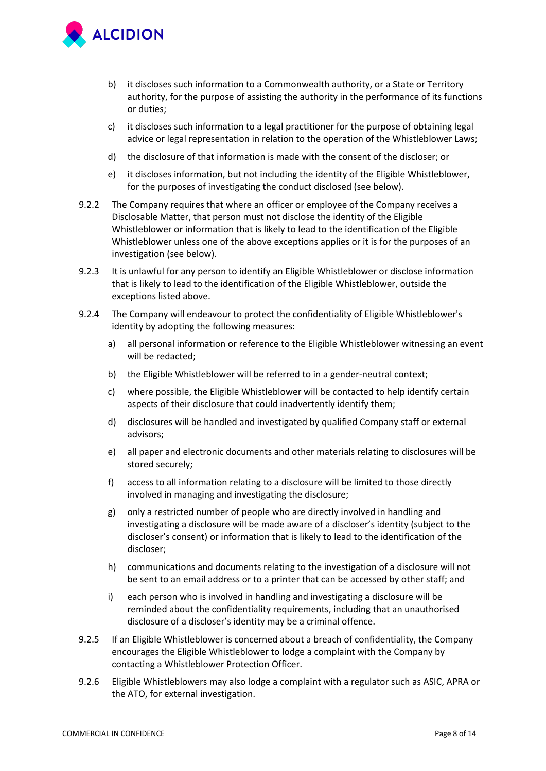b) it discloses such information to a Commonwealth authority, or a State or Territory authority, for the purpose of assisting the authority in the performance of its functions or duties;

c) it discloses such information to a legal practitioner for the purpose of obtaining legal advice or legal representation in relation to the operation of the Whistleblower Laws;

d) the disclosure of that information is made with the consent of the discloser; or

e) it discloses information, but not including the identity of the Eligible Whistleblower, for the purposes of investigating the conduct disclosed (see below).

9.2.2 The Company requires that where an officer or employee of the Company receives a Disclosable Matter, that person must not disclose the identity of the Eligible Whistleblower or information that is likely to lead to the identification of the Eligible Whistleblower unless one of the above exceptions applies or it is for the purposes of an investigation (see below).

9.2.3 It is unlawful for any person to identify an Eligible Whistleblower or disclose information that is likely to lead to the identification of the Eligible Whistleblower, outside the exceptions listed above.

9.2.4 The Company will endeavour to protect the confidentiality of Eligible Whistleblower's identity by adopting the following measures:

a) all personal information or reference to the Eligible Whistleblower witnessing an event will be redacted;

b) the Eligible Whistleblower will be referred to in a gender-neutral context;

c) where possible, the Eligible Whistleblower will be contacted to help identify certain aspects of their disclosure that could inadvertently identify them;

d) disclosures will be handled and investigated by qualified Company staff or external advisors;

e) all paper and electronic documents and other materials relating to disclosures will be stored securely;

f) access to all information relating to a disclosure will be limited to those directly involved in managing and investigating the disclosure;

g) only a restricted number of people who are directly involved in handling and investigating a disclosure will be made aware of a discloser's identity (subject to the discloser's consent) or information that is likely to lead to the identification of the discloser;

h) communications and documents relating to the investigation of a disclosure will not be sent to an email address or to a printer that can be accessed by other staff; and

i) each person who is involved in handling and investigating a disclosure will be reminded about the confidentiality requirements, including that an unauthorised disclosure of a discloser's identity may be a criminal offence.

9.2.5 If an Eligible Whistleblower is concerned about a breach of confidentiality, the Company encourages the Eligible Whistleblower to lodge a complaint with the Company by contacting a Whistleblower Protection Officer.

9.2.6 Eligible Whistleblowers may also lodge a complaint with a regulator such as ASIC, APRA or the ATO, for external investigation.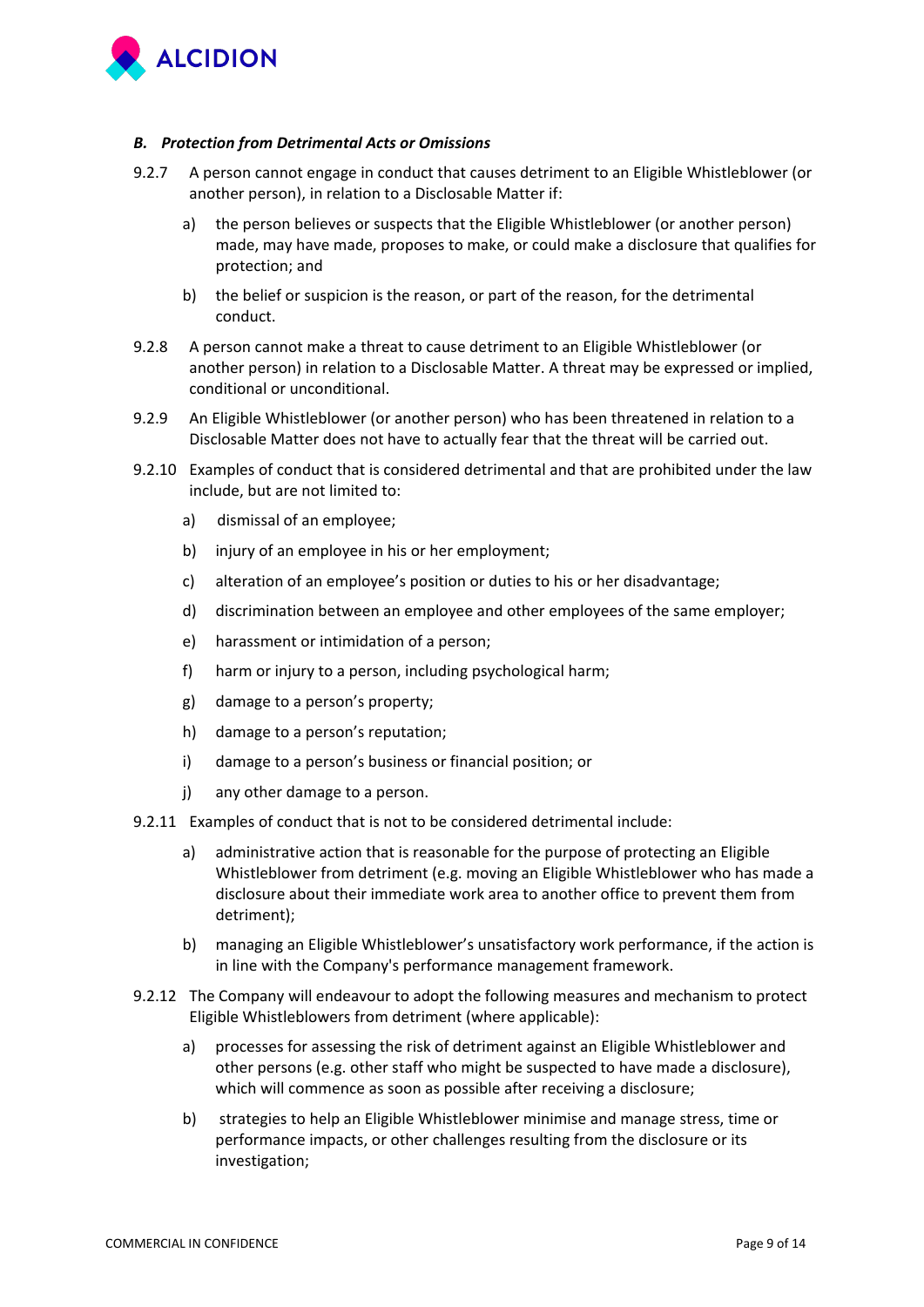### *B. Protection from Detrimental Acts or Omissions*

9.2.7 A person cannot engage in conduct that causes detriment to an Eligible Whistleblower (or another person), in relation to a Disclosable Matter if:

a) the person believes or suspects that the Eligible Whistleblower (or another person) made, may have made, proposes to make, or could make a disclosure that qualifies for protection; and

b) the belief or suspicion is the reason, or part of the reason, for the detrimental conduct.

9.2.8 A person cannot make a threat to cause detriment to an Eligible Whistleblower (or another person) in relation to a Disclosable Matter. A threat may be expressed or implied, conditional or unconditional.

9.2.9 An Eligible Whistleblower (or another person) who has been threatened in relation to a Disclosable Matter does not have to actually fear that the threat will be carried out.

9.2.10 Examples of conduct that is considered detrimental and that are prohibited under the law include, but are not limited to:

a) dismissal of an employee;

b) injury of an employee in his or her employment;

c) alteration of an employee's position or duties to his or her disadvantage;

d) discrimination between an employee and other employees of the same employer;

e) harassment or intimidation of a person;

f) harm or injury to a person, including psychological harm;

g) damage to a person's property;

h) damage to a person's reputation;

i) damage to a person's business or financial position; or

j) any other damage to a person.

9.2.11 Examples of conduct that is not to be considered detrimental include:

a) administrative action that is reasonable for the purpose of protecting an Eligible Whistleblower from detriment (e.g. moving an Eligible Whistleblower who has made a disclosure about their immediate work area to another office to prevent them from detriment);

b) managing an Eligible Whistleblower's unsatisfactory work performance, if the action is in line with the Company's performance management framework.

9.2.12 The Company will endeavour to adopt the following measures and mechanism to protect Eligible Whistleblowers from detriment (where applicable):

a) processes for assessing the risk of detriment against an Eligible Whistleblower and other persons (e.g. other staff who might be suspected to have made a disclosure), which will commence as soon as possible after receiving a disclosure;

b) strategies to help an Eligible Whistleblower minimise and manage stress, time or performance impacts, or other challenges resulting from the disclosure or its investigation;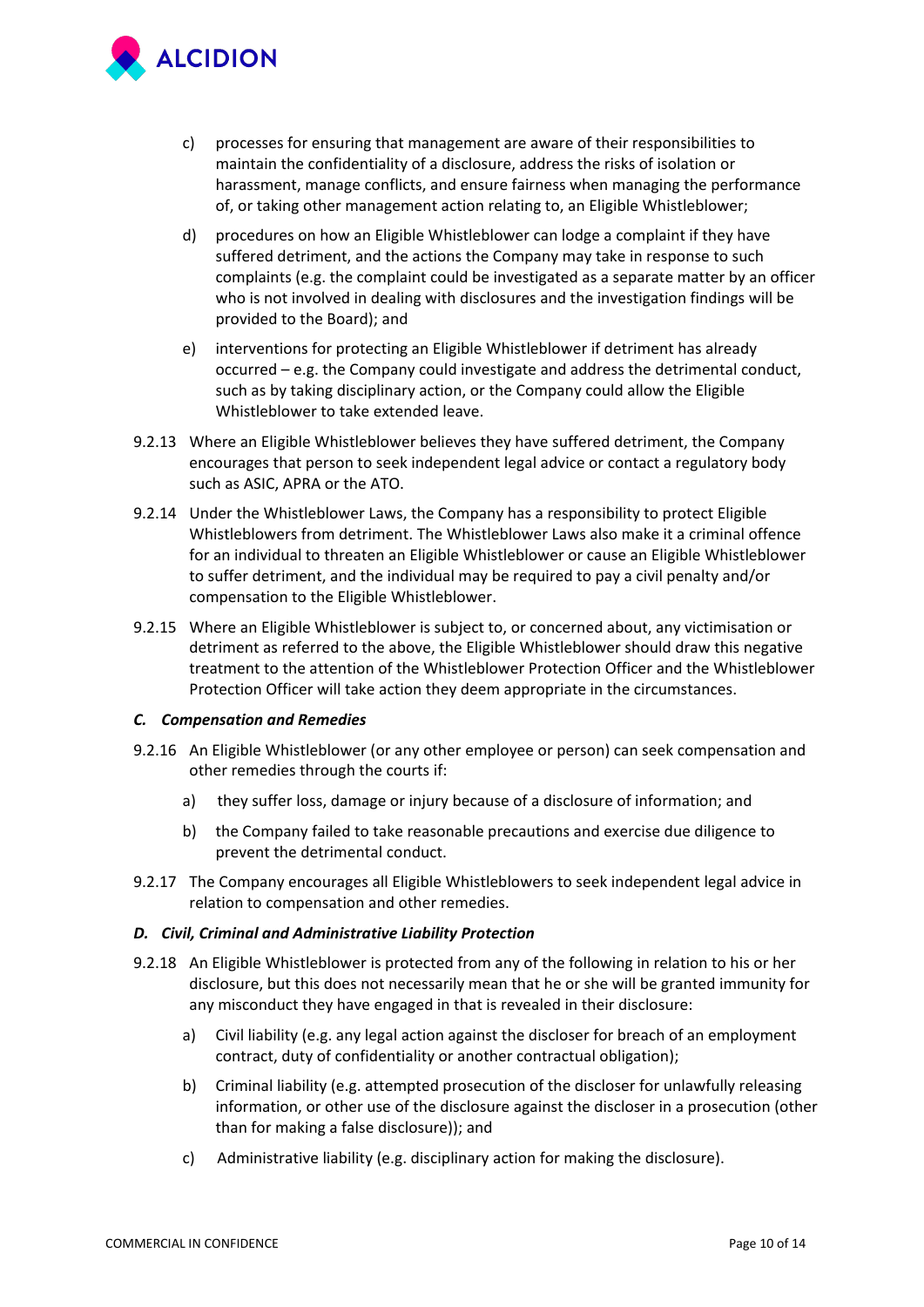c) processes for ensuring that management are aware of their responsibilities to maintain the confidentiality of a disclosure, address the risks of isolation or harassment, manage conflicts, and ensure fairness when managing the performance of, or taking other management action relating to, an Eligible Whistleblower;

d) procedures on how an Eligible Whistleblower can lodge a complaint if they have suffered detriment, and the actions the Company may take in response to such complaints (e.g. the complaint could be investigated as a separate matter by an officer who is not involved in dealing with disclosures and the investigation findings will be provided to the Board); and

e) interventions for protecting an Eligible Whistleblower if detriment has already occurred – e.g. the Company could investigate and address the detrimental conduct, such as by taking disciplinary action, or the Company could allow the Eligible Whistleblower to take extended leave.

9.2.13 Where an Eligible Whistleblower believes they have suffered detriment, the Company encourages that person to seek independent legal advice or contact a regulatory body such as ASIC, APRA or the ATO.

9.2.14 Under the Whistleblower Laws, the Company has a responsibility to protect Eligible Whistleblowers from detriment. The Whistleblower Laws also make it a criminal offence for an individual to threaten an Eligible Whistleblower or cause an Eligible Whistleblower to suffer detriment, and the individual may be required to pay a civil penalty and/or compensation to the Eligible Whistleblower.

9.2.15 Where an Eligible Whistleblower is subject to, or concerned about, any victimisation or detriment as referred to the above, the Eligible Whistleblower should draw this negative treatment to the attention of the Whistleblower Protection Officer and the Whistleblower Protection Officer will take action they deem appropriate in the circumstances.

#### *C. Compensation and Remedies*

9.2.16 An Eligible Whistleblower (or any other employee or person) can seek compensation and other remedies through the courts if:

a) they suffer loss, damage or injury because of a disclosure of information; and

b) the Company failed to take reasonable precautions and exercise due diligence to prevent the detrimental conduct.

9.2.17 The Company encourages all Eligible Whistleblowers to seek independent legal advice in relation to compensation and other remedies.

#### *D. Civil, Criminal and Administrative Liability Protection*

9.2.18 An Eligible Whistleblower is protected from any of the following in relation to his or her disclosure, but this does not necessarily mean that he or she will be granted immunity for any misconduct they have engaged in that is revealed in their disclosure:

a) Civil liability (e.g. any legal action against the discloser for breach of an employment contract, duty of confidentiality or another contractual obligation);

b) Criminal liability (e.g. attempted prosecution of the discloser for unlawfully releasing information, or other use of the disclosure against the discloser in a prosecution (other than for making a false disclosure)); and

c) Administrative liability (e.g. disciplinary action for making the disclosure).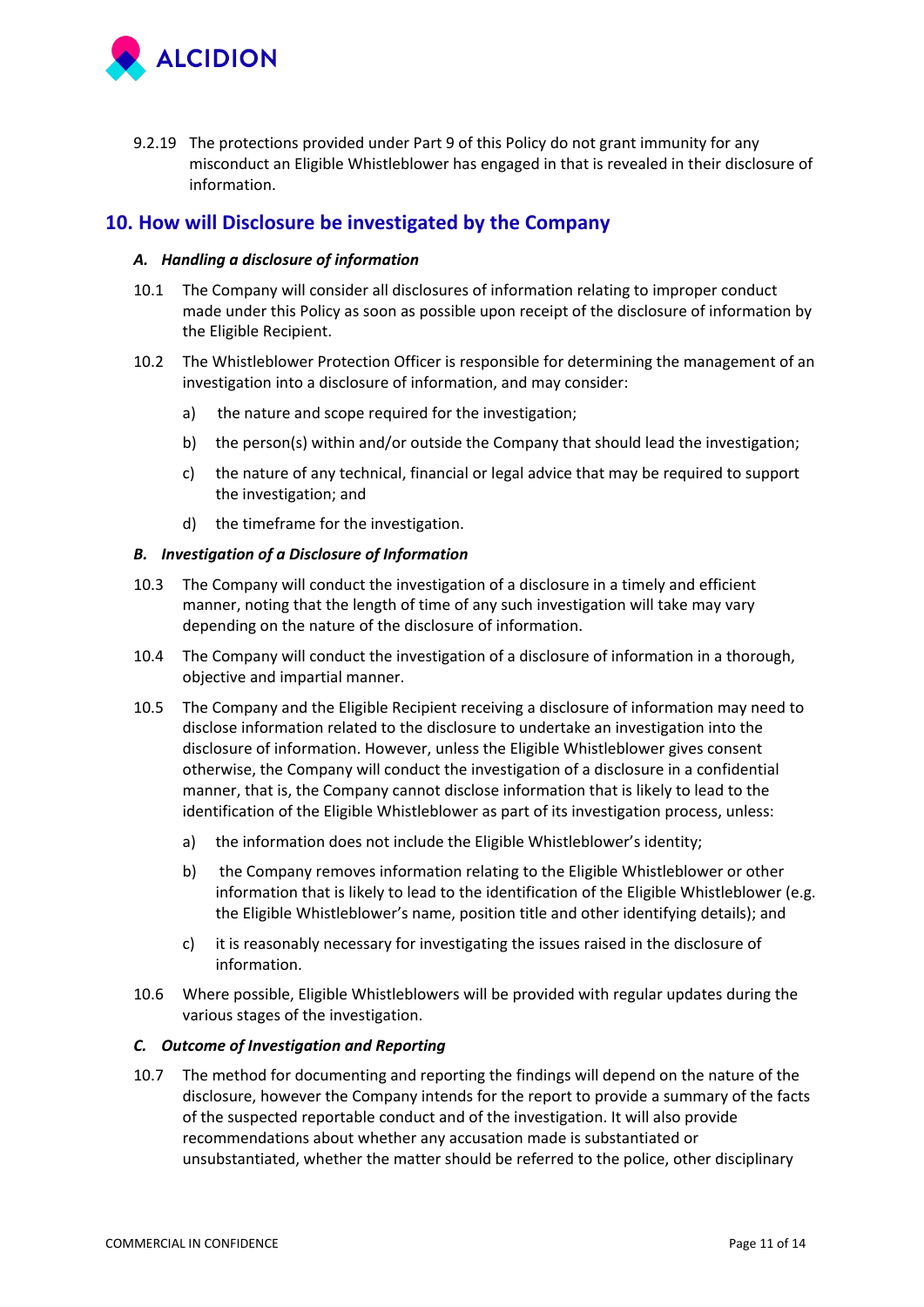9.2.19 The protections provided under Part 9 of this Policy do not grant immunity for any misconduct an Eligible Whistleblower has engaged in that is revealed in their disclosure of information.

## 10. How will Disclosure be investigated by the Company

### *A. Handling a disclosure of information*

10.1 The Company will consider all disclosures of information relating to improper conduct made under this Policy as soon as possible upon receipt of the disclosure of information by the Eligible Recipient.

10.2 The Whistleblower Protection Officer is responsible for determining the management of an investigation into a disclosure of information, and may consider:

a) the nature and scope required for the investigation;

b) the person(s) within and/or outside the Company that should lead the investigation;

c) the nature of any technical, financial or legal advice that may be required to support the investigation; and

d) the timeframe for the investigation.

### *B. Investigation of a Disclosure of Information*

10.3 The Company will conduct the investigation of a disclosure in a timely and efficient manner, noting that the length of time of any such investigation will take may vary depending on the nature of the disclosure of information.

10.4 The Company will conduct the investigation of a disclosure of information in a thorough, objective and impartial manner.

10.5 The Company and the Eligible Recipient receiving a disclosure of information may need to disclose information related to the disclosure to undertake an investigation into the disclosure of information. However, unless the Eligible Whistleblower gives consent otherwise, the Company will conduct the investigation of a disclosure in a confidential manner, that is, the Company cannot disclose information that is likely to lead to the identification of the Eligible Whistleblower as part of its investigation process, unless:

a) the information does not include the Eligible Whistleblower's identity;

b) the Company removes information relating to the Eligible Whistleblower or other information that is likely to lead to the identification of the Eligible Whistleblower (e.g. the Eligible Whistleblower's name, position title and other identifying details); and

c) it is reasonably necessary for investigating the issues raised in the disclosure of information.

10.6 Where possible, Eligible Whistleblowers will be provided with regular updates during the various stages of the investigation.

### *C. Outcome of Investigation and Reporting*

10.7 The method for documenting and reporting the findings will depend on the nature of the disclosure, however the Company intends for the report to provide a summary of the facts of the suspected reportable conduct and of the investigation. It will also provide recommendations about whether any accusation made is substantiated or unsubstantiated, whether the matter should be referred to the police, other disciplinary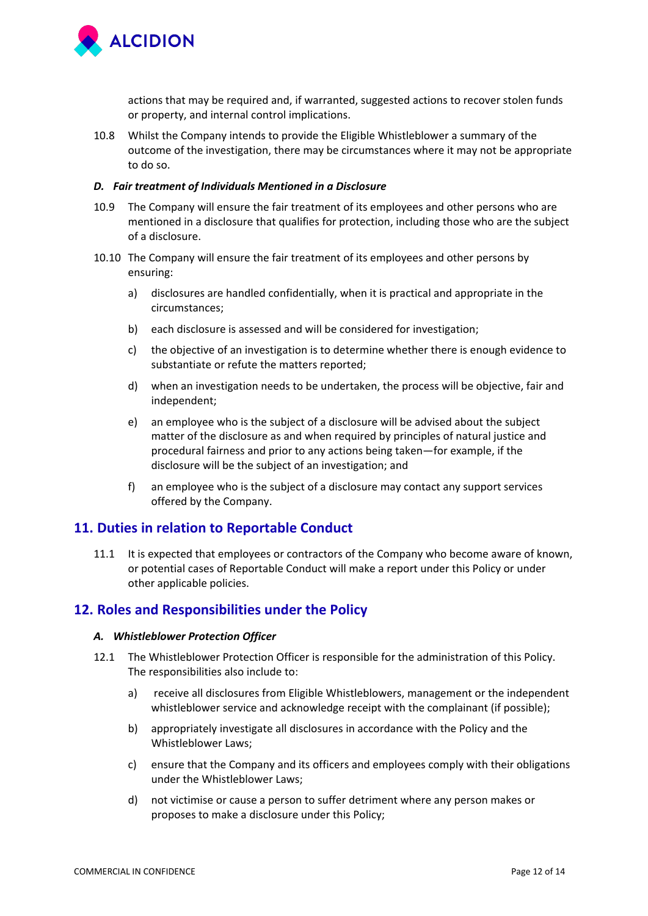actions that may be required and, if warranted, suggested actions to recover stolen funds or property, and internal control implications.

10.8 Whilst the Company intends to provide the Eligible Whistleblower a summary of the outcome of the investigation, there may be circumstances where it may not be appropriate to do so.

#### *D. Fair treatment of Individuals Mentioned in a Disclosure*

10.9 The Company will ensure the fair treatment of its employees and other persons who are mentioned in a disclosure that qualifies for protection, including those who are the subject of a disclosure.

10.10 The Company will ensure the fair treatment of its employees and other persons by ensuring:

a) disclosures are handled confidentially, when it is practical and appropriate in the circumstances;

b) each disclosure is assessed and will be considered for investigation;

c) the objective of an investigation is to determine whether there is enough evidence to substantiate or refute the matters reported;

d) when an investigation needs to be undertaken, the process will be objective, fair and independent;

e) an employee who is the subject of a disclosure will be advised about the subject matter of the disclosure as and when required by principles of natural justice and procedural fairness and prior to any actions being taken—for example, if the disclosure will be the subject of an investigation; and

f) an employee who is the subject of a disclosure may contact any support services offered by the Company.

## 11. Duties in relation to Reportable Conduct

11.1 It is expected that employees or contractors of the Company who become aware of known, or potential cases of Reportable Conduct will make a report under this Policy or under other applicable policies.

## 12. Roles and Responsibilities under the Policy

#### *A. Whistleblower Protection Officer*

12.1 The Whistleblower Protection Officer is responsible for the administration of this Policy. The responsibilities also include to:

a) receive all disclosures from Eligible Whistleblowers, management or the independent whistleblower service and acknowledge receipt with the complainant (if possible);

b) appropriately investigate all disclosures in accordance with the Policy and the Whistleblower Laws;

c) ensure that the Company and its officers and employees comply with their obligations under the Whistleblower Laws;

d) not victimise or cause a person to suffer detriment where any person makes or proposes to make a disclosure under this Policy;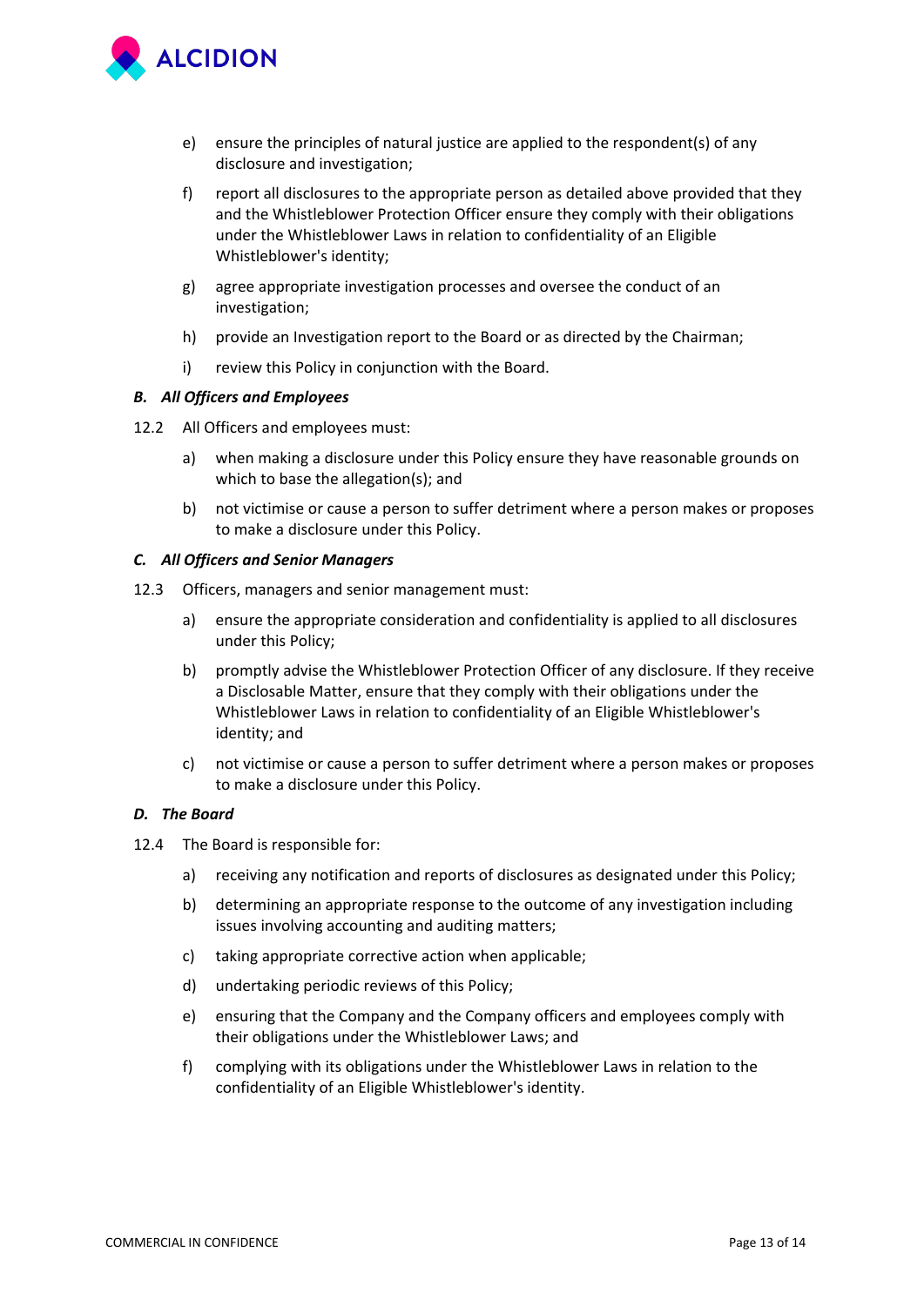e) ensure the principles of natural justice are applied to the respondent(s) of any disclosure and investigation;

f) report all disclosures to the appropriate person as detailed above provided that they and the Whistleblower Protection Officer ensure they comply with their obligations under the Whistleblower Laws in relation to confidentiality of an Eligible Whistleblower's identity;

g) agree appropriate investigation processes and oversee the conduct of an investigation;

h) provide an Investigation report to the Board or as directed by the Chairman;

i) review this Policy in conjunction with the Board.

***B. All Officers and Employees***

12.2 All Officers and employees must:

a) when making a disclosure under this Policy ensure they have reasonable grounds on which to base the allegation(s); and

b) not victimise or cause a person to suffer detriment where a person makes or proposes to make a disclosure under this Policy.

***C. All Officers and Senior Managers***

12.3 Officers, managers and senior management must:

a) ensure the appropriate consideration and confidentiality is applied to all disclosures under this Policy;

b) promptly advise the Whistleblower Protection Officer of any disclosure. If they receive a Disclosable Matter, ensure that they comply with their obligations under the Whistleblower Laws in relation to confidentiality of an Eligible Whistleblower's identity; and

c) not victimise or cause a person to suffer detriment where a person makes or proposes to make a disclosure under this Policy.

***D. The Board***

12.4 The Board is responsible for:

a) receiving any notification and reports of disclosures as designated under this Policy;

b) determining an appropriate response to the outcome of any investigation including issues involving accounting and auditing matters;

c) taking appropriate corrective action when applicable;

d) undertaking periodic reviews of this Policy;

e) ensuring that the Company and the Company officers and employees comply with their obligations under the Whistleblower Laws; and

f) complying with its obligations under the Whistleblower Laws in relation to the confidentiality of an Eligible Whistleblower's identity.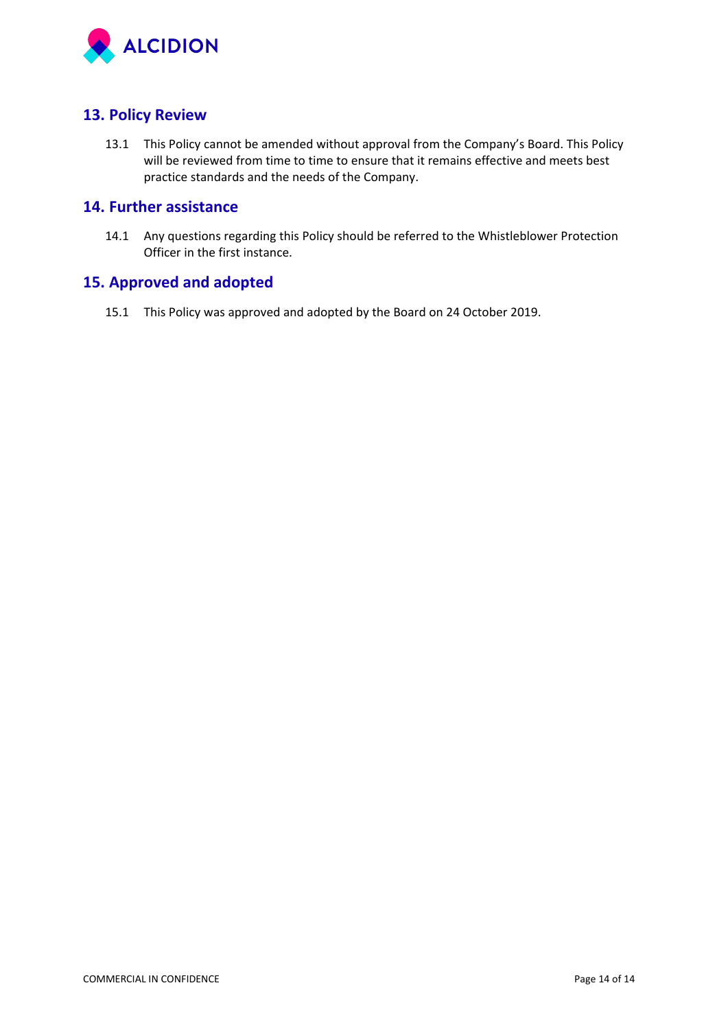## 13. Policy Review

13.1 This Policy cannot be amended without approval from the Company's Board. This Policy will be reviewed from time to time to ensure that it remains effective and meets best practice standards and the needs of the Company.

## 14. Further assistance

14.1 Any questions regarding this Policy should be referred to the Whistleblower Protection Officer in the first instance.

## 15. Approved and adopted

15.1 This Policy was approved and adopted by the Board on 24 October 2019.